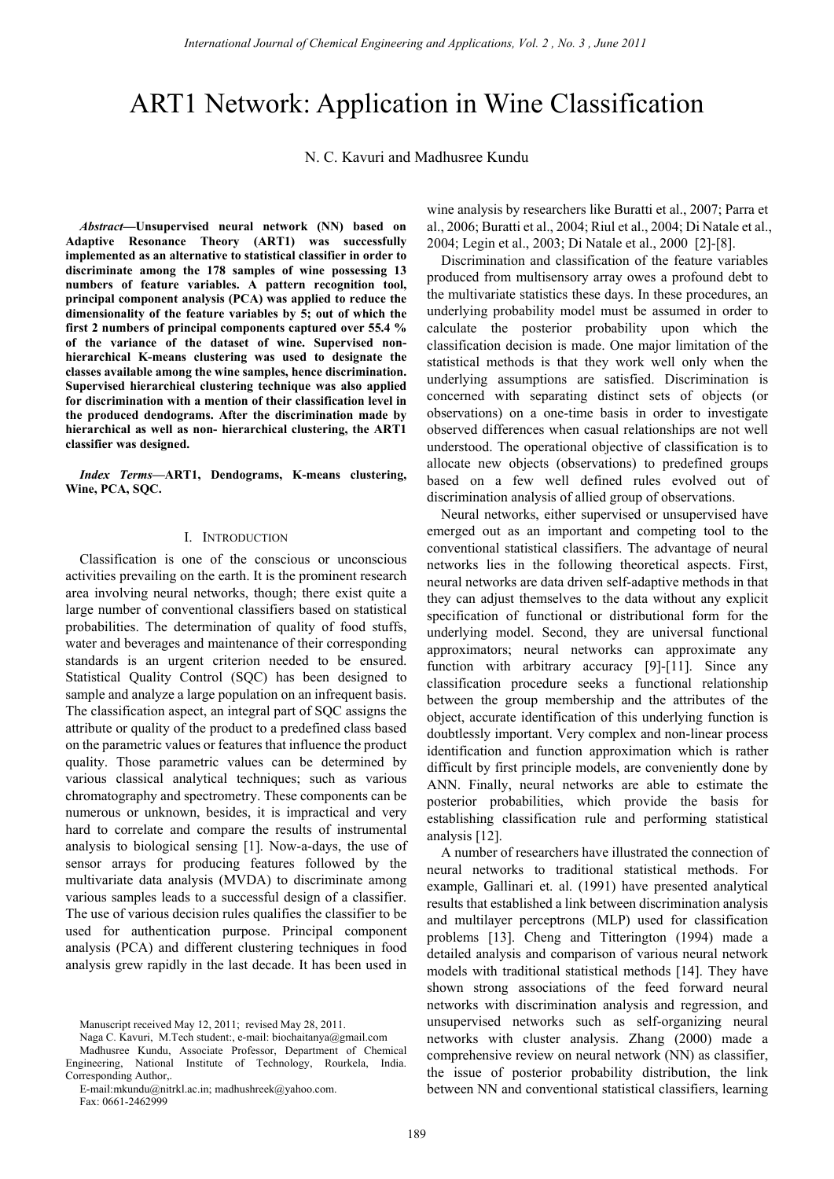# ART1 Network: Application in Wine Classification

N. C. Kavuri and Madhusree Kundu

***Abstract*—Unsupervised neural network (NN) based on Adaptive Resonance Theory (ART1) was successfully implemented as an alternative to statistical classifier in order to discriminate among the 178 samples of wine possessing 13 numbers of feature variables. A pattern recognition tool, principal component analysis (PCA) was applied to reduce the dimensionality of the feature variables by 5; out of which the first 2 numbers of principal components captured over 55.4 % of the variance of the dataset of wine. Supervised non-hierarchical K-means clustering was used to designate the classes available among the wine samples, hence discrimination. Supervised hierarchical clustering technique was also applied for discrimination with a mention of their classification level in the produced dendograms. After the discrimination made by hierarchical as well as non- hierarchical clustering, the ART1 classifier was designed.**

***Index Terms*—ART1, Dendograms, K-means clustering, Wine, PCA, SQC.**

## I. Introduction

Classification is one of the conscious or unconscious activities prevailing on the earth. It is the prominent research area involving neural networks, though; there exist quite a large number of conventional classifiers based on statistical probabilities. The determination of quality of food stuffs, water and beverages and maintenance of their corresponding standards is an urgent criterion needed to be ensured. Statistical Quality Control (SQC) has been designed to sample and analyze a large population on an infrequent basis. The classification aspect, an integral part of SQC assigns the attribute or quality of the product to a predefined class based on the parametric values or features that influence the product quality. Those parametric values can be determined by various classical analytical techniques; such as various chromatography and spectrometry. These components can be numerous or unknown, besides, it is impractical and very hard to correlate and compare the results of instrumental analysis to biological sensing [1]. Now-a-days, the use of sensor arrays for producing features followed by the multivariate data analysis (MVDA) to discriminate among various samples leads to a successful design of a classifier. The use of various decision rules qualifies the classifier to be used for authentication purpose. Principal component analysis (PCA) and different clustering techniques in food analysis grew rapidly in the last decade. It has been used in wine analysis by researchers like Buratti et al., 2007; Parra et al., 2006; Buratti et al., 2004; Riul et al., 2004; Di Natale et al., 2004; Legin et al., 2003; Di Natale et al., 2000 [2]-[8].

Discrimination and classification of the feature variables produced from multisensory array owes a profound debt to the multivariate statistics these days. In these procedures, an underlying probability model must be assumed in order to calculate the posterior probability upon which the classification decision is made. One major limitation of the statistical methods is that they work well only when the underlying assumptions are satisfied. Discrimination is concerned with separating distinct sets of objects (or observations) on a one-time basis in order to investigate observed differences when casual relationships are not well understood. The operational objective of classification is to allocate new objects (observations) to predefined groups based on a few well defined rules evolved out of discrimination analysis of allied group of observations.

Neural networks, either supervised or unsupervised have emerged out as an important and competing tool to the conventional statistical classifiers. The advantage of neural networks lies in the following theoretical aspects. First, neural networks are data driven self-adaptive methods in that they can adjust themselves to the data without any explicit specification of functional or distributional form for the underlying model. Second, they are universal functional approximators; neural networks can approximate any function with arbitrary accuracy [9]-[11]. Since any classification procedure seeks a functional relationship between the group membership and the attributes of the object, accurate identification of this underlying function is doubtlessly important. Very complex and non-linear process identification and function approximation which is rather difficult by first principle models, are conveniently done by ANN. Finally, neural networks are able to estimate the posterior probabilities, which provide the basis for establishing classification rule and performing statistical analysis [12].

A number of researchers have illustrated the connection of neural networks to traditional statistical methods. For example, Gallinari et. al. (1991) have presented analytical results that established a link between discrimination analysis and multilayer perceptrons (MLP) used for classification problems [13]. Cheng and Titterington (1994) made a detailed analysis and comparison of various neural network models with traditional statistical methods [14]. They have shown strong associations of the feed forward neural networks with discrimination analysis and regression, and unsupervised networks such as self-organizing neural networks with cluster analysis. Zhang (2000) made a comprehensive review on neural network (NN) as classifier, the issue of posterior probability distribution, the link between NN and conventional statistical classifiers, learning

Manuscript received May 12, 2011; revised May 28, 2011.

Naga C. Kavuri, M.Tech student:, e-mail: biochaitanya@gmail.com

Madhusree Kundu, Associate Professor, Department of Chemical Engineering, National Institute of Technology, Rourkela, India. Corresponding Author,.

E-mail:mkundu@nitrkl.ac.in; madhushreek@yahoo.com.

Fax: 0661-2462999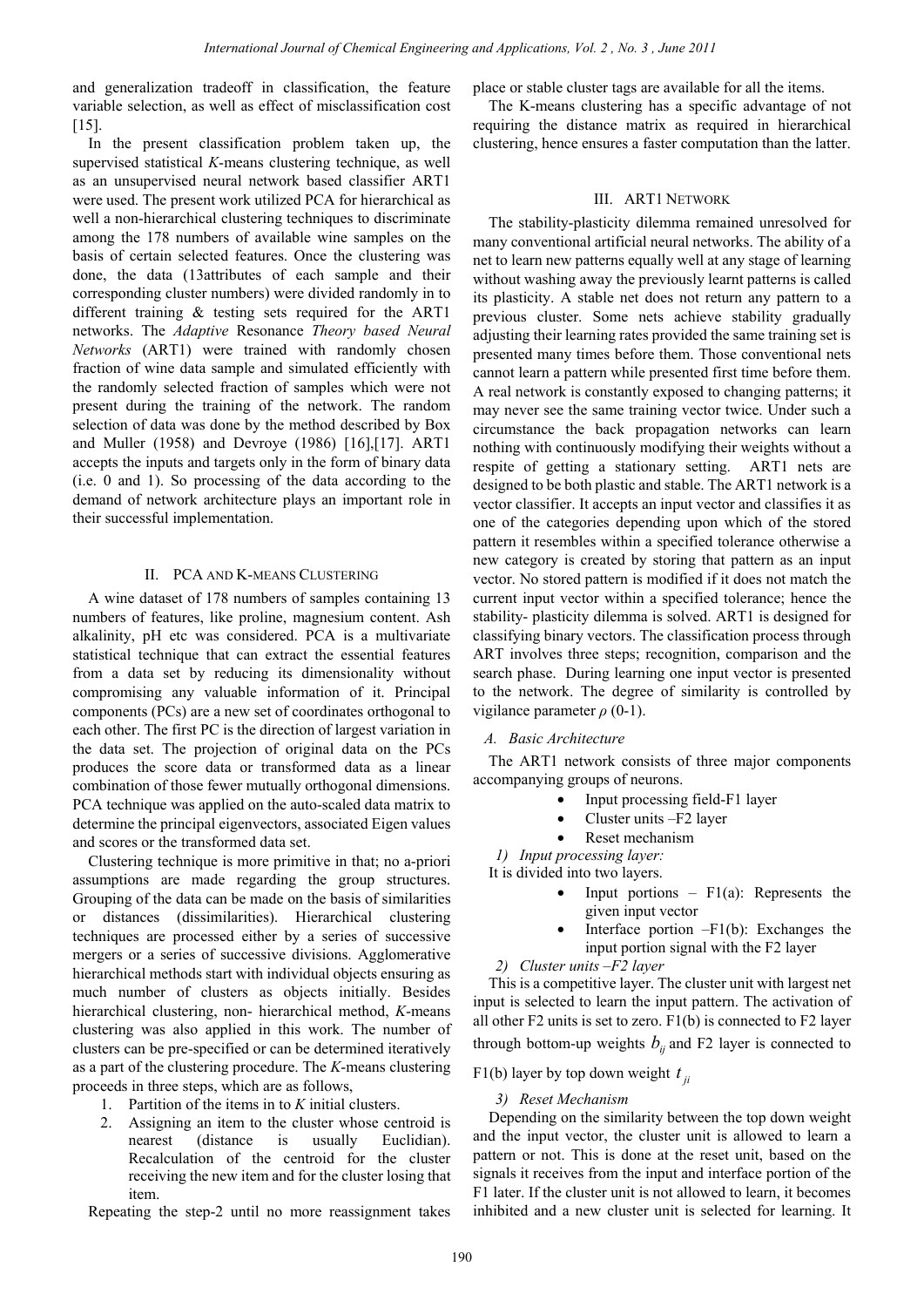and generalization tradeoff in classification, the feature variable selection, as well as effect of misclassification cost [15].

In the present classification problem taken up, the supervised statistical *K*-means clustering technique, as well as an unsupervised neural network based classifier ART1 were used. The present work utilized PCA for hierarchical as well a non-hierarchical clustering techniques to discriminate among the 178 numbers of available wine samples on the basis of certain selected features. Once the clustering was done, the data (13attributes of each sample and their corresponding cluster numbers) were divided randomly in to different training & testing sets required for the ART1 networks. The *Adaptive* Resonance *Theory based Neural Networks* (ART1) were trained with randomly chosen fraction of wine data sample and simulated efficiently with the randomly selected fraction of samples which were not present during the training of the network. The random selection of data was done by the method described by Box and Muller (1958) and Devroye (1986) [16],[17]. ART1 accepts the inputs and targets only in the form of binary data (i.e. 0 and 1). So processing of the data according to the demand of network architecture plays an important role in their successful implementation.

## II. PCA and K-means Clustering

A wine dataset of 178 numbers of samples containing 13 numbers of features, like proline, magnesium content. Ash alkalinity, pH etc was considered. PCA is a multivariate statistical technique that can extract the essential features from a data set by reducing its dimensionality without compromising any valuable information of it. Principal components (PCs) are a new set of coordinates orthogonal to each other. The first PC is the direction of largest variation in the data set. The projection of original data on the PCs produces the score data or transformed data as a linear combination of those fewer mutually orthogonal dimensions. PCA technique was applied on the auto-scaled data matrix to determine the principal eigenvectors, associated Eigen values and scores or the transformed data set.

Clustering technique is more primitive in that; no a-priori assumptions are made regarding the group structures. Grouping of the data can be made on the basis of similarities or distances (dissimilarities). Hierarchical clustering techniques are processed either by a series of successive mergers or a series of successive divisions. Agglomerative hierarchical methods start with individual objects ensuring as much number of clusters as objects initially. Besides hierarchical clustering, non- hierarchical method, *K*-means clustering was also applied in this work. The number of clusters can be pre-specified or can be determined iteratively as a part of the clustering procedure. The *K*-means clustering proceeds in three steps, which are as follows,

1. Partition of the items in to *K* initial clusters.
2. Assigning an item to the cluster whose centroid is nearest (distance is usually Euclidian). Recalculation of the centroid for the cluster receiving the new item and for the cluster losing that item.

Repeating the step-2 until no more reassignment takes place or stable cluster tags are available for all the items.

The K-means clustering has a specific advantage of not requiring the distance matrix as required in hierarchical clustering, hence ensures a faster computation than the latter.

## III. ART1 Network

The stability-plasticity dilemma remained unresolved for many conventional artificial neural networks. The ability of a net to learn new patterns equally well at any stage of learning without washing away the previously learnt patterns is called its plasticity. A stable net does not return any pattern to a previous cluster. Some nets achieve stability gradually adjusting their learning rates provided the same training set is presented many times before them. Those conventional nets cannot learn a pattern while presented first time before them. A real network is constantly exposed to changing patterns; it may never see the same training vector twice. Under such a circumstance the back propagation networks can learn nothing with continuously modifying their weights without a respite of getting a stationary setting. ART1 nets are designed to be both plastic and stable. The ART1 network is a vector classifier. It accepts an input vector and classifies it as one of the categories depending upon which of the stored pattern it resembles within a specified tolerance otherwise a new category is created by storing that pattern as an input vector. No stored pattern is modified if it does not match the current input vector within a specified tolerance; hence the stability- plasticity dilemma is solved. ART1 is designed for classifying binary vectors. The classification process through ART involves three steps; recognition, comparison and the search phase. During learning one input vector is presented to the network. The degree of similarity is controlled by vigilance parameter $\rho$ (0-1).

### A. Basic Architecture

The ART1 network consists of three major components accompanying groups of neurons.

- Input processing field-F1 layer
- Cluster units –F2 layer
- Reset mechanism

#### 1) Input processing layer:

It is divided into two layers.

- Input portions – F1(a): Represents the given input vector
- Interface portion –F1(b): Exchanges the input portion signal with the F2 layer

#### 2) Cluster units –F2 layer

This is a competitive layer. The cluster unit with largest net input is selected to learn the input pattern. The activation of all other F2 units is set to zero. F1(b) is connected to F2 layer through bottom-up weights $b_{ij}$ and F2 layer is connected to F1(b) layer by top down weight $t_{ji}$

#### 3) Reset Mechanism

Depending on the similarity between the top down weight and the input vector, the cluster unit is allowed to learn a pattern or not. This is done at the reset unit, based on the signals it receives from the input and interface portion of the F1 later. If the cluster unit is not allowed to learn, it becomes inhibited and a new cluster unit is selected for learning. It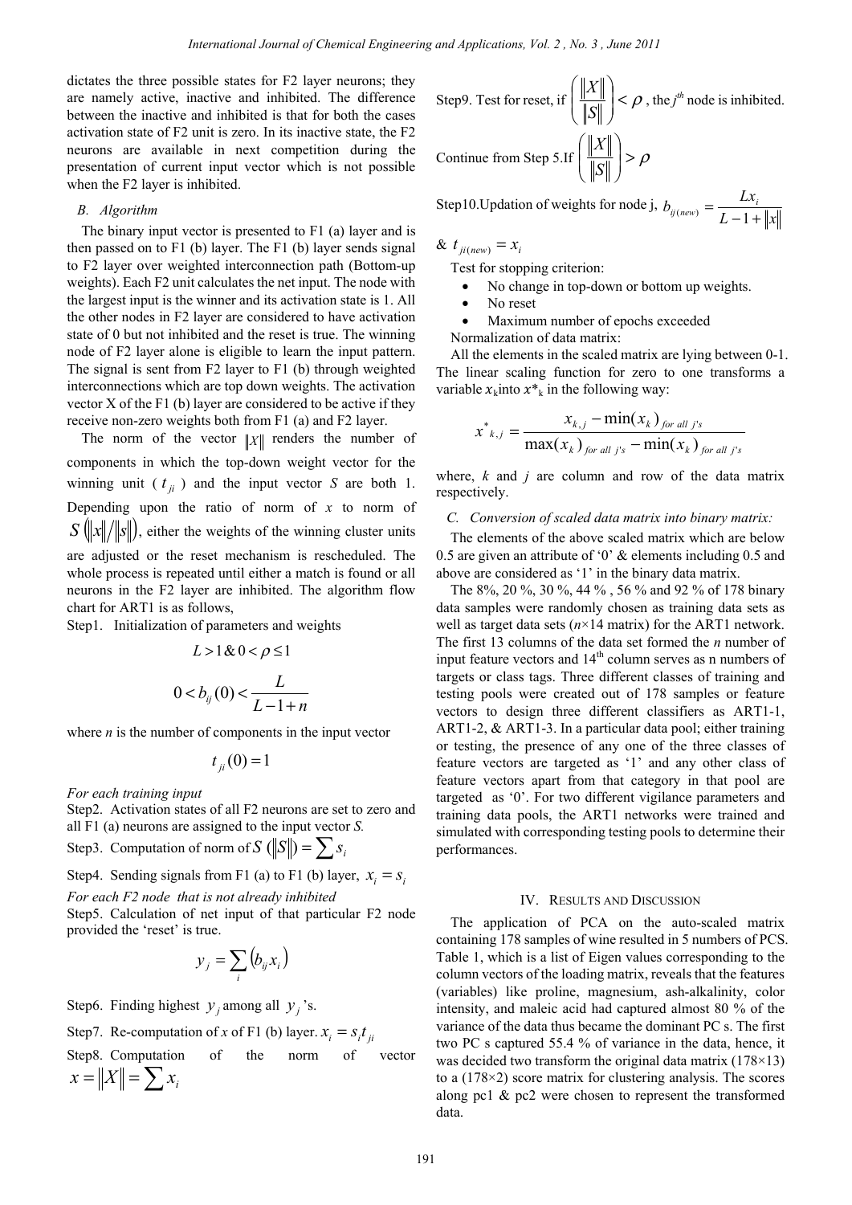dictates the three possible states for F2 layer neurons; they are namely active, inactive and inhibited. The difference between the inactive and inhibited is that for both the cases activation state of F2 unit is zero. In its inactive state, the F2 neurons are available in next competition during the presentation of current input vector which is not possible when the F2 layer is inhibited.

### B. Algorithm

The binary input vector is presented to F1 (a) layer and is then passed on to F1 (b) layer. The F1 (b) layer sends signal to F2 layer over weighted interconnection path (Bottom-up weights). Each F2 unit calculates the net input. The node with the largest input is the winner and its activation state is 1. All the other nodes in F2 layer are considered to have activation state of 0 but not inhibited and the reset is true. The winning node of F2 layer alone is eligible to learn the input pattern. The signal is sent from F2 layer to F1 (b) through weighted interconnections which are top down weights. The activation vector X of the F1 (b) layer are considered to be active if they receive non-zero weights both from F1 (a) and F2 layer.

The norm of the vector $\|X\|$ renders the number of components in which the top-down weight vector for the winning unit ($t_{ji}$) and the input vector $S$ are both 1. Depending upon the ratio of norm of $x$ to norm of $S\left(\|x\|/\|s\|\right)$, either the weights of the winning cluster units are adjusted or the reset mechanism is rescheduled. The whole process is repeated until either a match is found or all neurons in the F2 layer are inhibited. The algorithm flow chart for ART1 is as follows,

Step1. Initialization of parameters and weights

$$L > 1 \,\&\, 0 < \rho \leq 1$$

$$0 < b_{ij}(0) < \frac{L}{L-1+n}$$

where $n$ is the number of components in the input vector

$$t_{ji}(0) = 1$$

*For each training input*

Step2. Activation states of all F2 neurons are set to zero and all F1 (a) neurons are assigned to the input vector $S$.

Step3. Computation of norm of $S$ $\left(\|S\|\right) = \sum s_i$

Step4. Sending signals from F1 (a) to F1 (b) layer, $x_i = s_i$

*For each F2 node that is not already inhibited*

Step5. Calculation of net input of that particular F2 node provided the 'reset' is true.

$$y_j = \sum_i \left(b_{ij} x_i\right)$$

Step6. Finding highest $y_j$ among all $y_j$'s.

Step7. Re-computation of $x$ of F1 (b) layer. $x_i = s_i t_{ji}$

Step8. Computation of the norm of vector $x = \|X\| = \sum x_i$

Step9. Test for reset, if $\left(\frac{\|X\|}{\|S\|}\right) < \rho$, the $j^{th}$ node is inhibited. Continue from Step 5.If $\left(\frac{\|X\|}{\|S\|}\right) > \rho$

Step10.Updation of weights for node j, $b_{ij(new)} = \frac{Lx_i}{L-1+\|x\|}$ & $t_{ji(new)} = x_i$

Test for stopping criterion:

- No change in top-down or bottom up weights.
- No reset
- Maximum number of epochs exceeded

Normalization of data matrix:

All the elements in the scaled matrix are lying between 0-1. The linear scaling function for zero to one transforms a variable $x_k$ into $x^*_k$ in the following way:

$$x^*_{k,j} = \frac{x_{k,j} - \min(x_k)_{for\ all\ j's}}{\max(x_k)_{for\ all\ j's} - \min(x_k)_{for\ all\ j's}}$$

where, $k$ and $j$ are column and row of the data matrix respectively.

### C. Conversion of scaled data matrix into binary matrix:

The elements of the above scaled matrix which are below 0.5 are given an attribute of '0' & elements including 0.5 and above are considered as '1' in the binary data matrix.

The 8%, 20 %, 30 %, 44 % , 56 % and 92 % of 178 binary data samples were randomly chosen as training data sets as well as target data sets ($n$×14 matrix) for the ART1 network. The first 13 columns of the data set formed the $n$ number of input feature vectors and 14[th] column serves as n numbers of targets or class tags. Three different classes of training and testing pools were created out of 178 samples or feature vectors to design three different classifiers as ART1-1, ART1-2, & ART1-3. In a particular data pool; either training or testing, the presence of any one of the three classes of feature vectors are targeted as '1' and any other class of feature vectors apart from that category in that pool are targeted as '0'. For two different vigilance parameters and training data pools, the ART1 networks were trained and simulated with corresponding testing pools to determine their performances.

## IV. Results and Discussion

The application of PCA on the auto-scaled matrix containing 178 samples of wine resulted in 5 numbers of PCS. Table 1, which is a list of Eigen values corresponding to the column vectors of the loading matrix, reveals that the features (variables) like proline, magnesium, ash-alkalinity, color intensity, and maleic acid had captured almost 80 % of the variance of the data thus became the dominant PC s. The first two PC s captured 55.4 % of variance in the data, hence, it was decided two transform the original data matrix (178×13) to a (178×2) score matrix for clustering analysis. The scores along pc1 & pc2 were chosen to represent the transformed data.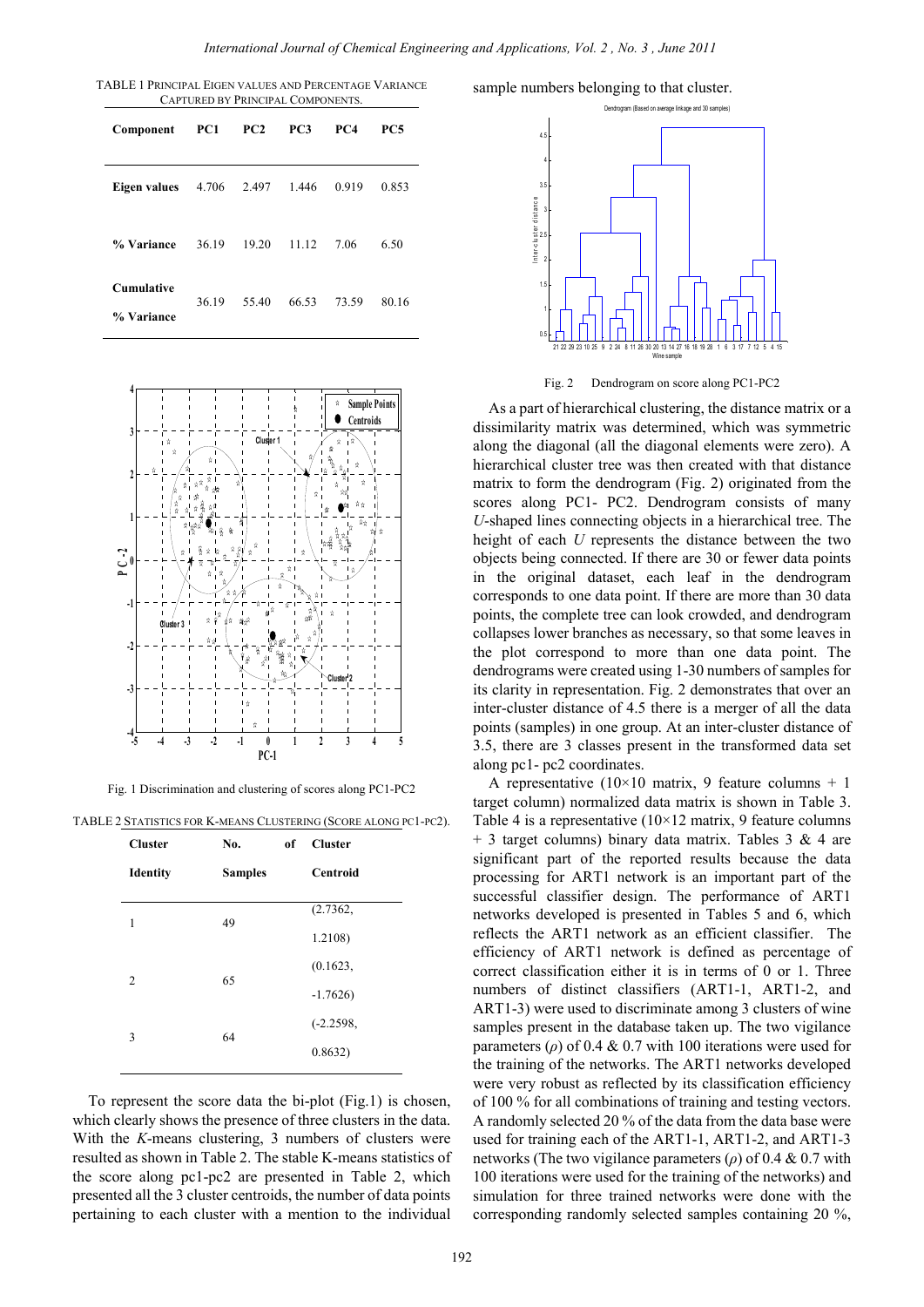TABLE 1 PRINCIPAL EIGEN VALUES AND PERCENTAGE VARIANCE CAPTURED BY PRINCIPAL COMPONENTS.

| Component | PC1 | PC2 | PC3 | PC4 | PC5 |
|---|---|---|---|---|---|
| Eigen values | 4.706 | 2.497 | 1.446 | 0.919 | 0.853 |
| % Variance | 36.19 | 19.20 | 11.12 | 7.06 | 6.50 |
| Cumulative % Variance | 36.19 | 55.40 | 66.53 | 73.59 | 80.16 |

Fig. 1 Discrimination and clustering of scores along PC1-PC2

TABLE 2 STATISTICS FOR K-MEANS CLUSTERING (SCORE ALONG PC1-PC2).

| Cluster Identity | No. of Samples | Cluster Centroid |
|---|---|---|
| 1 | 49 | (2.7362, 1.2108) |
| 2 | 65 | (0.1623, -1.7626) |
| 3 | 64 | (-2.2598, 0.8632) |

To represent the score data the bi-plot (Fig.1) is chosen, which clearly shows the presence of three clusters in the data. With the *K*-means clustering, 3 numbers of clusters were resulted as shown in Table 2. The stable K-means statistics of the score along pc1-pc2 are presented in Table 2, which presented all the 3 cluster centroids, the number of data points pertaining to each cluster with a mention to the individual sample numbers belonging to that cluster.

Fig. 2 Dendrogram on score along PC1-PC2

As a part of hierarchical clustering, the distance matrix or a dissimilarity matrix was determined, which was symmetric along the diagonal (all the diagonal elements were zero). A hierarchical cluster tree was then created with that distance matrix to form the dendrogram (Fig. 2) originated from the scores along PC1- PC2. Dendrogram consists of many *U*-shaped lines connecting objects in a hierarchical tree. The height of each *U* represents the distance between the two objects being connected. If there are 30 or fewer data points in the original dataset, each leaf in the dendrogram corresponds to one data point. If there are more than 30 data points, the complete tree can look crowded, and dendrogram collapses lower branches as necessary, so that some leaves in the plot correspond to more than one data point. The dendrograms were created using 1-30 numbers of samples for its clarity in representation. Fig. 2 demonstrates that over an inter-cluster distance of 4.5 there is a merger of all the data points (samples) in one group. At an inter-cluster distance of 3.5, there are 3 classes present in the transformed data set along pc1- pc2 coordinates.

A representative ($10 \times 10$ matrix, 9 feature columns + 1 target column) normalized data matrix is shown in Table 3. Table 4 is a representative ($10 \times 12$ matrix, 9 feature columns + 3 target columns) binary data matrix. Tables 3 & 4 are significant part of the reported results because the data processing for ART1 network is an important part of the successful classifier design. The performance of ART1 networks developed is presented in Tables 5 and 6, which reflects the ART1 network as an efficient classifier. The efficiency of ART1 network is defined as percentage of correct classification either it is in terms of 0 or 1. Three numbers of distinct classifiers (ART1-1, ART1-2, and ART1-3) were used to discriminate among 3 clusters of wine samples present in the database taken up. The two vigilance parameters ($\rho$) of 0.4 & 0.7 with 100 iterations were used for the training of the networks. The ART1 networks developed were very robust as reflected by its classification efficiency of 100 % for all combinations of training and testing vectors. A randomly selected 20 % of the data from the data base were used for training each of the ART1-1, ART1-2, and ART1-3 networks (The two vigilance parameters ($\rho$) of 0.4 & 0.7 with 100 iterations were used for the training of the networks) and simulation for three trained networks were done with the corresponding randomly selected samples containing 20 %,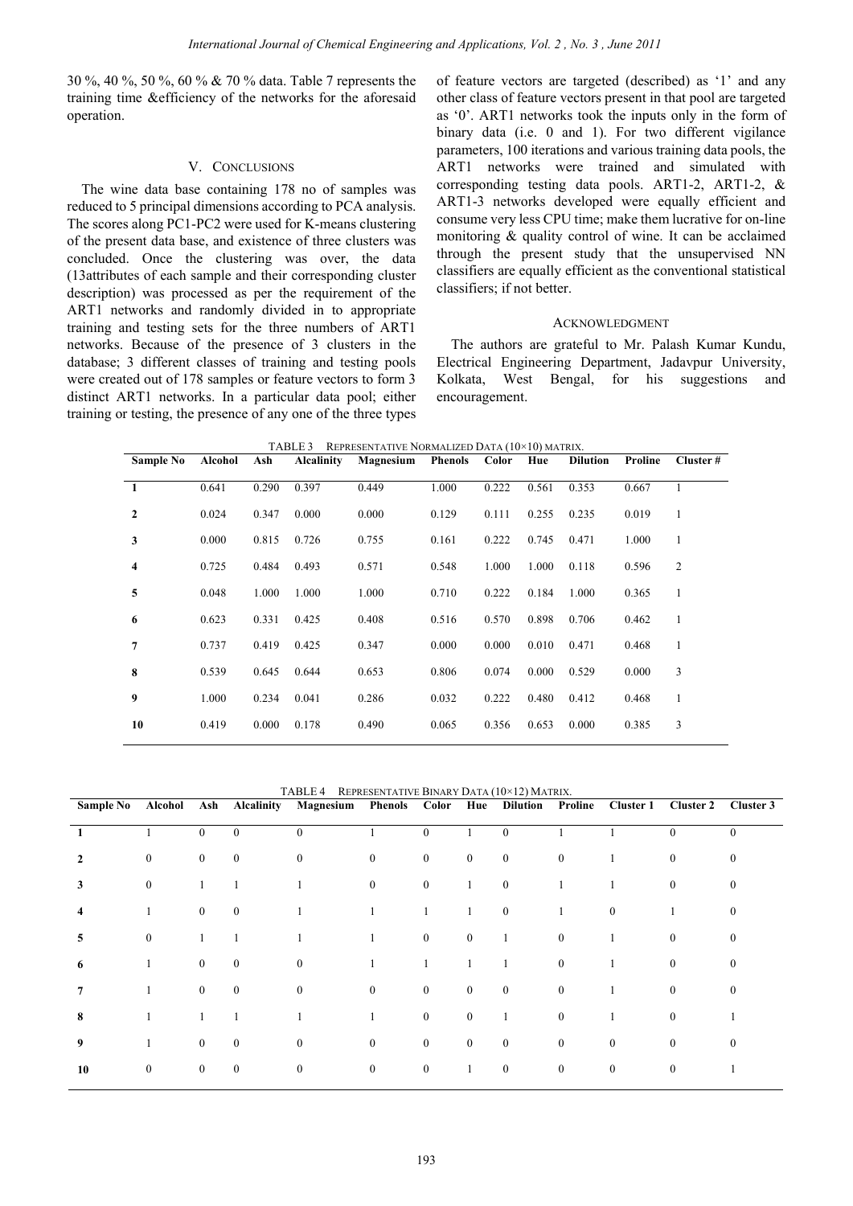30 %, 40 %, 50 %, 60 % & 70 % data. Table 7 represents the training time &efficiency of the networks for the aforesaid operation.

## V. CONCLUSIONS

The wine data base containing 178 no of samples was reduced to 5 principal dimensions according to PCA analysis. The scores along PC1-PC2 were used for K-means clustering of the present data base, and existence of three clusters was concluded. Once the clustering was over, the data (13attributes of each sample and their corresponding cluster description) was processed as per the requirement of the ART1 networks and randomly divided in to appropriate training and testing sets for the three numbers of ART1 networks. Because of the presence of 3 clusters in the database; 3 different classes of training and testing pools were created out of 178 samples or feature vectors to form 3 distinct ART1 networks. In a particular data pool; either training or testing, the presence of any one of the three types of feature vectors are targeted (described) as '1' and any other class of feature vectors present in that pool are targeted as '0'. ART1 networks took the inputs only in the form of binary data (i.e. 0 and 1). For two different vigilance parameters, 100 iterations and various training data pools, the ART1 networks were trained and simulated with corresponding testing data pools. ART1-2, ART1-2, & ART1-3 networks developed were equally efficient and consume very less CPU time; make them lucrative for on-line monitoring & quality control of wine. It can be acclaimed through the present study that the unsupervised NN classifiers are equally efficient as the conventional statistical classifiers; if not better.

## ACKNOWLEDGMENT

The authors are grateful to Mr. Palash Kumar Kundu, Electrical Engineering Department, Jadavpur University, Kolkata, West Bengal, for his suggestions and encouragement.

TABLE 3 REPRESENTATIVE NORMALIZED DATA (10×10) MATRIX.

| Sample No | Alcohol | Ash | Alcalinity | Magnesium | Phenols | Color | Hue | Dilution | Proline | Cluster # |
|---|---|---|---|---|---|---|---|---|---|---|
| 1 | 0.641 | 0.290 | 0.397 | 0.449 | 1.000 | 0.222 | 0.561 | 0.353 | 0.667 | 1 |
| 2 | 0.024 | 0.347 | 0.000 | 0.000 | 0.129 | 0.111 | 0.255 | 0.235 | 0.019 | 1 |
| 3 | 0.000 | 0.815 | 0.726 | 0.755 | 0.161 | 0.222 | 0.745 | 0.471 | 1.000 | 1 |
| 4 | 0.725 | 0.484 | 0.493 | 0.571 | 0.548 | 1.000 | 1.000 | 0.118 | 0.596 | 2 |
| 5 | 0.048 | 1.000 | 1.000 | 1.000 | 0.710 | 0.222 | 0.184 | 1.000 | 0.365 | 1 |
| 6 | 0.623 | 0.331 | 0.425 | 0.408 | 0.516 | 0.570 | 0.898 | 0.706 | 0.462 | 1 |
| 7 | 0.737 | 0.419 | 0.425 | 0.347 | 0.000 | 0.000 | 0.010 | 0.471 | 0.468 | 1 |
| 8 | 0.539 | 0.645 | 0.644 | 0.653 | 0.806 | 0.074 | 0.000 | 0.529 | 0.000 | 3 |
| 9 | 1.000 | 0.234 | 0.041 | 0.286 | 0.032 | 0.222 | 0.480 | 0.412 | 0.468 | 1 |
| 10 | 0.419 | 0.000 | 0.178 | 0.490 | 0.065 | 0.356 | 0.653 | 0.000 | 0.385 | 3 |

TABLE 4 REPRESENTATIVE BINARY DATA (10×12) MATRIX.

| Sample No | Alcohol | Ash | Alcalinity | Magnesium | Phenols | Color | Hue | Dilution | Proline | Cluster 1 | Cluster 2 | Cluster 3 |
|---|---|---|---|---|---|---|---|---|---|---|---|---|
| 1 | 1 | 0 | 0 | 0 | 1 | 0 | 1 | 0 | 1 | 1 | 0 | 0 |
| 2 | 0 | 0 | 0 | 0 | 0 | 0 | 0 | 0 | 0 | 1 | 0 | 0 |
| 3 | 0 | 1 | 1 | 1 | 0 | 0 | 1 | 0 | 1 | 1 | 0 | 0 |
| 4 | 1 | 0 | 0 | 1 | 1 | 1 | 1 | 0 | 1 | 0 | 1 | 0 |
| 5 | 0 | 1 | 1 | 1 | 1 | 0 | 0 | 1 | 0 | 1 | 0 | 0 |
| 6 | 1 | 0 | 0 | 0 | 1 | 1 | 1 | 1 | 0 | 1 | 0 | 0 |
| 7 | 1 | 0 | 0 | 0 | 0 | 0 | 0 | 0 | 0 | 1 | 0 | 0 |
| 8 | 1 | 1 | 1 | 1 | 1 | 0 | 0 | 1 | 0 | 1 | 0 | 1 |
| 9 | 1 | 0 | 0 | 0 | 0 | 0 | 0 | 0 | 0 | 0 | 0 | 0 |
| 10 | 0 | 0 | 0 | 0 | 0 | 0 | 1 | 0 | 0 | 0 | 0 | 1 |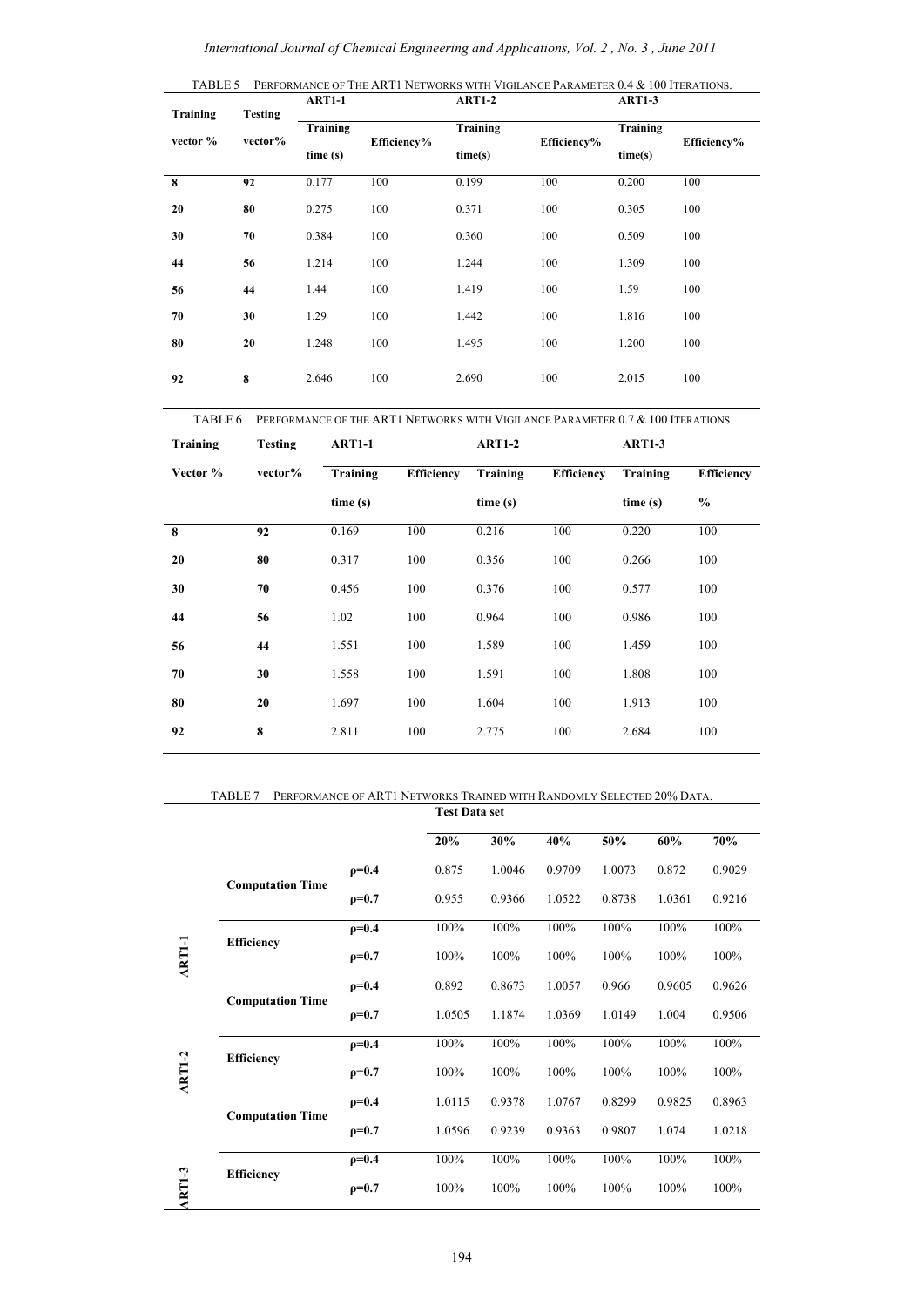TABLE 5 PERFORMANCE OF THE ART1 NETWORKS WITH VIGILANCE PARAMETER 0.4 & 100 ITERATIONS.

| Training vector % | Testing vector% | ART1-1 | | ART1-2 | | ART1-3 | |
|---|---|---|---|---|---|---|---|
| | | Training time (s) | Efficiency% | Training time(s) | Efficiency% | Training time(s) | Efficiency% |
| **8** | **92** | 0.177 | 100 | 0.199 | 100 | 0.200 | 100 |
| **20** | **80** | 0.275 | 100 | 0.371 | 100 | 0.305 | 100 |
| **30** | **70** | 0.384 | 100 | 0.360 | 100 | 0.509 | 100 |
| **44** | **56** | 1.214 | 100 | 1.244 | 100 | 1.309 | 100 |
| **56** | **44** | 1.44 | 100 | 1.419 | 100 | 1.59 | 100 |
| **70** | **30** | 1.29 | 100 | 1.442 | 100 | 1.816 | 100 |
| **80** | **20** | 1.248 | 100 | 1.495 | 100 | 1.200 | 100 |
| **92** | **8** | 2.646 | 100 | 2.690 | 100 | 2.015 | 100 |

TABLE 6 PERFORMANCE OF THE ART1 NETWORKS WITH VIGILANCE PARAMETER 0.7 & 100 ITERATIONS

| Training Vector % | Testing vector% | ART1-1 | | ART1-2 | | ART1-3 | |
|---|---|---|---|---|---|---|---|
| | | Training time (s) | Efficiency | Training time (s) | Efficiency | Training time (s) | Efficiency % |
| **8** | **92** | 0.169 | 100 | 0.216 | 100 | 0.220 | 100 |
| **20** | **80** | 0.317 | 100 | 0.356 | 100 | 0.266 | 100 |
| **30** | **70** | 0.456 | 100 | 0.376 | 100 | 0.577 | 100 |
| **44** | **56** | 1.02 | 100 | 0.964 | 100 | 0.986 | 100 |
| **56** | **44** | 1.551 | 100 | 1.589 | 100 | 1.459 | 100 |
| **70** | **30** | 1.558 | 100 | 1.591 | 100 | 1.808 | 100 |
| **80** | **20** | 1.697 | 100 | 1.604 | 100 | 1.913 | 100 |
| **92** | **8** | 2.811 | 100 | 2.775 | 100 | 2.684 | 100 |

TABLE 7 PERFORMANCE OF ART1 NETWORKS TRAINED WITH RANDOMLY SELECTED 20% DATA.

| | | | Test Data set | | | | | |
|---|---|---|---|---|---|---|---|---|
| | | | **20%** | **30%** | **40%** | **50%** | **60%** | **70%** |
| **ART1-1** | **Computation Time** | **ρ=0.4** | 0.875 | 1.0046 | 0.9709 | 1.0073 | 0.872 | 0.9029 |
| | | **ρ=0.7** | 0.955 | 0.9366 | 1.0522 | 0.8738 | 1.0361 | 0.9216 |
| | **Efficiency** | **ρ=0.4** | 100% | 100% | 100% | 100% | 100% | 100% |
| | | **ρ=0.7** | 100% | 100% | 100% | 100% | 100% | 100% |
| **ART1-2** | **Computation Time** | **ρ=0.4** | 0.892 | 0.8673 | 1.0057 | 0.966 | 0.9605 | 0.9626 |
| | | **ρ=0.7** | 1.0505 | 1.1874 | 1.0369 | 1.0149 | 1.004 | 0.9506 |
| | **Efficiency** | **ρ=0.4** | 100% | 100% | 100% | 100% | 100% | 100% |
| | | **ρ=0.7** | 100% | 100% | 100% | 100% | 100% | 100% |
| **ART1-3** | **Computation Time** | **ρ=0.4** | 1.0115 | 0.9378 | 1.0767 | 0.8299 | 0.9825 | 0.8963 |
| | | **ρ=0.7** | 1.0596 | 0.9239 | 0.9363 | 0.9807 | 1.074 | 1.0218 |
| | **Efficiency** | **ρ=0.4** | 100% | 100% | 100% | 100% | 100% | 100% |
| | | **ρ=0.7** | 100% | 100% | 100% | 100% | 100% | 100% |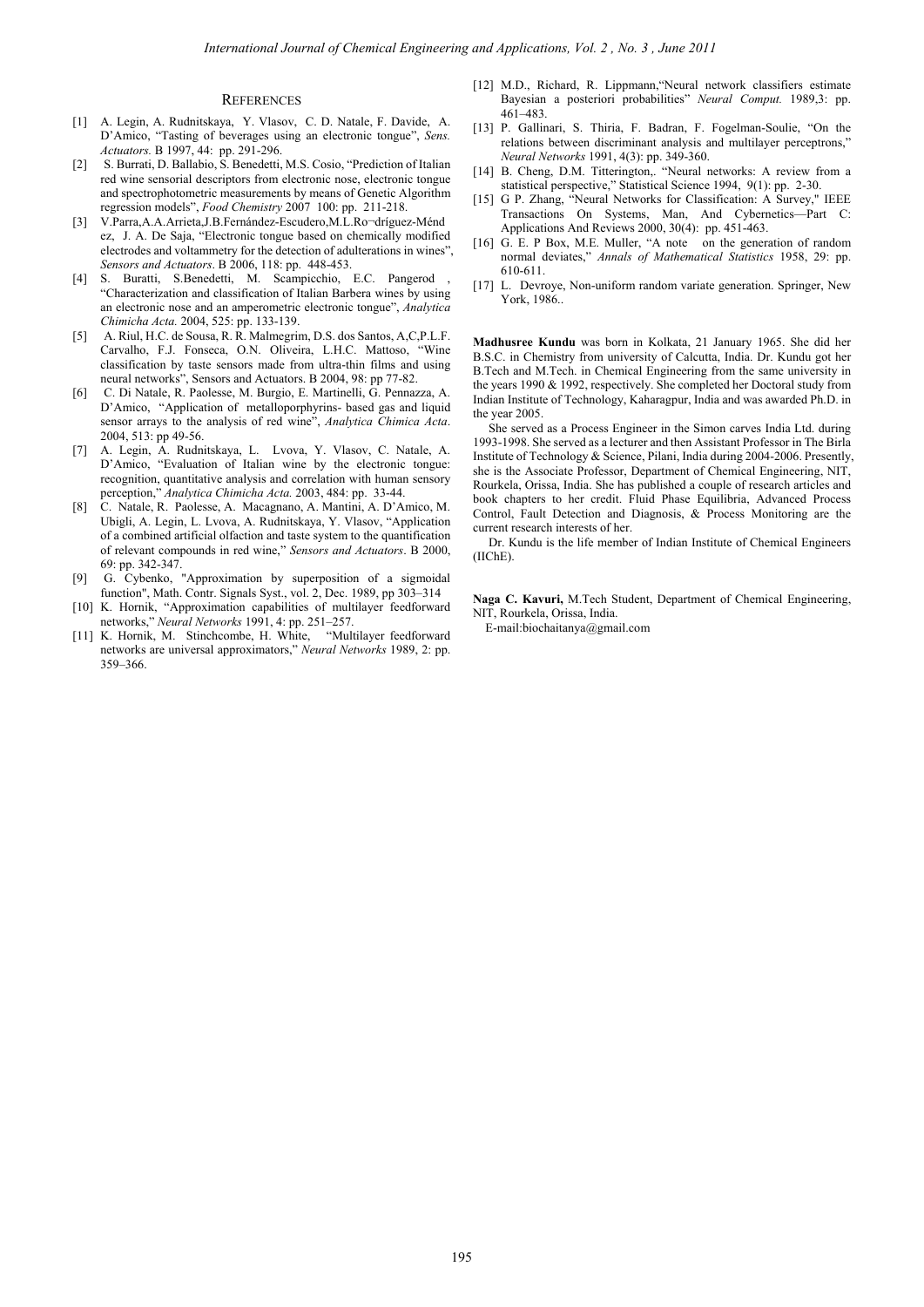## REFERENCES

[1] A. Legin, A. Rudnitskaya, Y. Vlasov, C. D. Natale, F. Davide, A. D'Amico, "Tasting of beverages using an electronic tongue", *Sens. Actuators.* B 1997, 44: pp. 291-296.

[2] S. Burrati, D. Ballabio, S. Benedetti, M.S. Cosio, "Prediction of Italian red wine sensorial descriptors from electronic nose, electronic tongue and spectrophotometric measurements by means of Genetic Algorithm regression models", *Food Chemistry* 2007 100: pp. 211-218.

[3] V.Parra,A.A.Arrieta,J.B.Fernández-Escudero,M.L.Ro¬dríguez-Méndez, J. A. De Saja, "Electronic tongue based on chemically modified electrodes and voltammetry for the detection of adulterations in wines", *Sensors and Actuators*. B 2006, 118: pp. 448-453.

[4] S. Buratti, S.Benedetti, M. Scampicchio, E.C. Pangerod , "Characterization and classification of Italian Barbera wines by using an electronic nose and an amperometric electronic tongue", *Analytica Chimicha Acta.* 2004, 525: pp. 133-139.

[5] A. Riul, H.C. de Sousa, R. R. Malmegrim, D.S. dos Santos, A,C,P.L.F. Carvalho, F.J. Fonseca, O.N. Oliveira, L.H.C. Mattoso, "Wine classification by taste sensors made from ultra-thin films and using neural networks", Sensors and Actuators. B 2004, 98: pp 77-82.

[6] C. Di Natale, R. Paolesse, M. Burgio, E. Martinelli, G. Pennazza, A. D'Amico, "Application of metalloporphyrins- based gas and liquid sensor arrays to the analysis of red wine", *Analytica Chimica Acta*. 2004, 513: pp 49-56.

[7] A. Legin, A. Rudnitskaya, L. Lvova, Y. Vlasov, C. Natale, A. D'Amico, "Evaluation of Italian wine by the electronic tongue: recognition, quantitative analysis and correlation with human sensory perception," *Analytica Chimicha Acta.* 2003, 484: pp. 33-44.

[8] C. Natale, R. Paolesse, A. Macagnano, A. Mantini, A. D'Amico, M. Ubigli, A. Legin, L. Lvova, A. Rudnitskaya, Y. Vlasov, "Application of a combined artificial olfaction and taste system to the quantification of relevant compounds in red wine," *Sensors and Actuators*. B 2000, 69: pp. 342-347.

[9] G. Cybenko, "Approximation by superposition of a sigmoidal function", Math. Contr. Signals Syst., vol. 2, Dec. 1989, pp 303–314

[10] K. Hornik, "Approximation capabilities of multilayer feedforward networks," *Neural Networks* 1991, 4: pp. 251–257.

[11] K. Hornik, M. Stinchcombe, H. White, "Multilayer feedforward networks are universal approximators," *Neural Networks* 1989, 2: pp. 359–366.

[12] M.D., Richard, R. Lippmann,"Neural network classifiers estimate Bayesian a posteriori probabilities" *Neural Comput.* 1989,3: pp. 461–483.

[13] P. Gallinari, S. Thiria, F. Badran, F. Fogelman-Soulie, "On the relations between discriminant analysis and multilayer perceptrons," *Neural Networks* 1991, 4(3): pp. 349-360.

[14] B. Cheng, D.M. Titterington,. "Neural networks: A review from a statistical perspective," Statistical Science 1994, 9(1): pp. 2-30.

[15] G P. Zhang, "Neural Networks for Classification: A Survey," IEEE Transactions On Systems, Man, And Cybernetics—Part C: Applications And Reviews 2000, 30(4): pp. 451-463.

[16] G. E. P Box, M.E. Muller, "A note on the generation of random normal deviates," *Annals of Mathematical Statistics* 1958, 29: pp. 610-611.

[17] L. Devroye, Non-uniform random variate generation. Springer, New York, 1986..

**Madhusree Kundu** was born in Kolkata, 21 January 1965. She did her B.S.C. in Chemistry from university of Calcutta, India. Dr. Kundu got her B.Tech and M.Tech. in Chemical Engineering from the same university in the years 1990 & 1992, respectively. She completed her Doctoral study from Indian Institute of Technology, Kaharagpur, India and was awarded Ph.D. in the year 2005.

She served as a Process Engineer in the Simon carves India Ltd. during 1993-1998. She served as a lecturer and then Assistant Professor in The Birla Institute of Technology & Science, Pilani, India during 2004-2006. Presently, she is the Associate Professor, Department of Chemical Engineering, NIT, Rourkela, Orissa, India. She has published a couple of research articles and book chapters to her credit. Fluid Phase Equilibria, Advanced Process Control, Fault Detection and Diagnosis, & Process Monitoring are the current research interests of her.

Dr. Kundu is the life member of Indian Institute of Chemical Engineers (IIChE).

**Naga C. Kavuri,** M.Tech Student, Department of Chemical Engineering, NIT, Rourkela, Orissa, India.

E-mail:biochaitanya@gmail.com